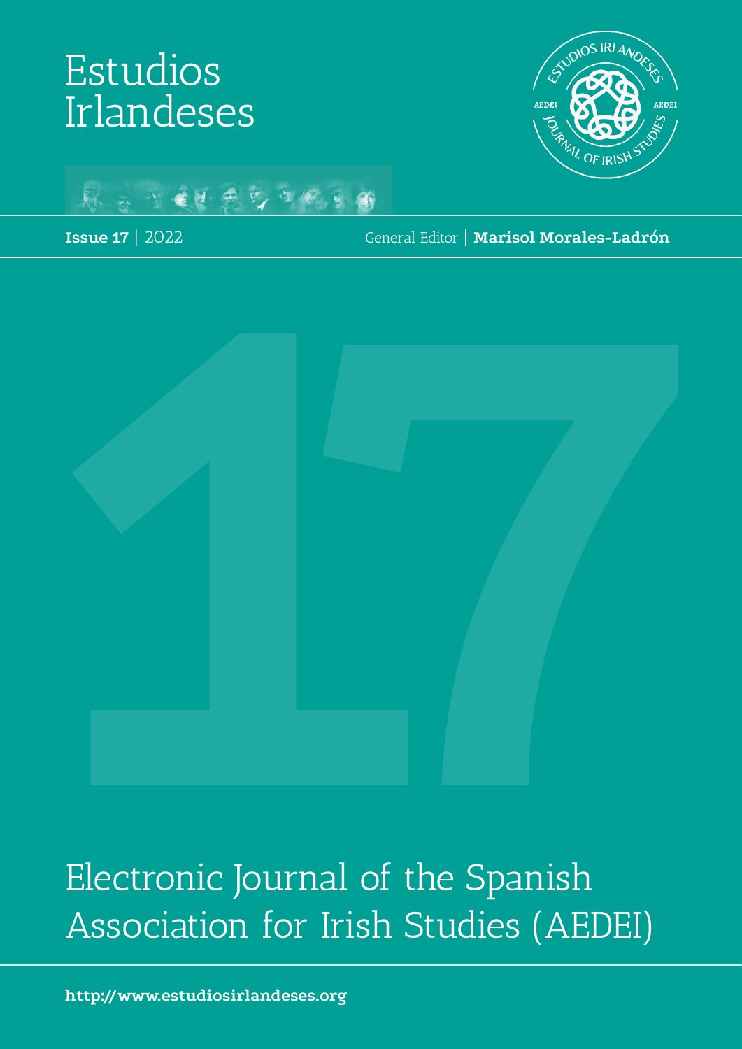# Estudios Irlandeses

ESTUDIOS IRLANDESES
AEDEI AEDEI
JOURNAL OF IRISH STUDIES

**Issue 17** | 2022

General Editor | **Marisol Morales-Ladrón**

Electronic Journal of the Spanish Association for Irish Studies (AEDEI)

**http://www.estudiosirlandeses.org**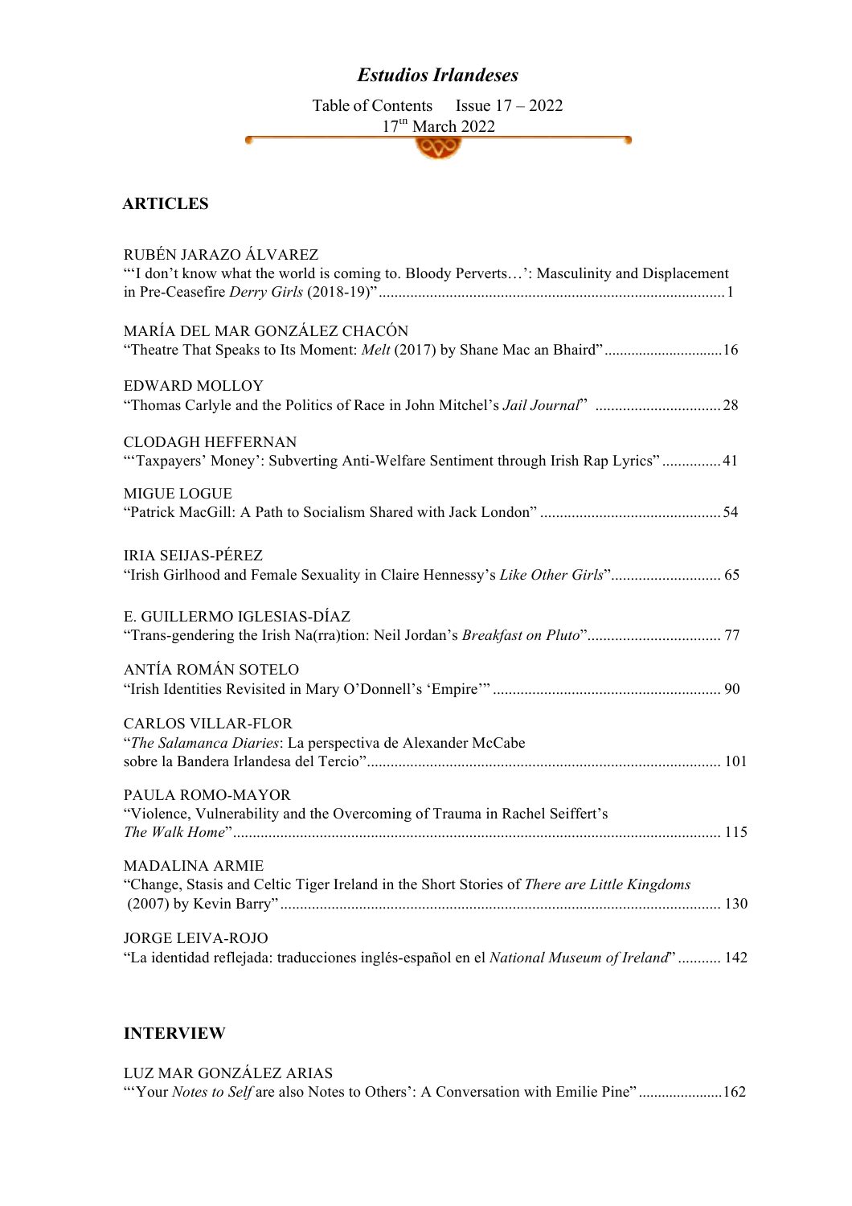# *Estudios Irlandeses*

Table of Contents Issue 17 – 2022
17th March 2022

## ARTICLES

RUBÉN JARAZO ÁLVAREZ
"'I don't know what the world is coming to. Bloody Perverts…': Masculinity and Displacement in Pre-Ceasefire *Derry Girls* (2018-19)" ........................................................................................ 1

MARÍA DEL MAR GONZÁLEZ CHACÓN
"Theatre That Speaks to Its Moment: *Melt* (2017) by Shane Mac an Bhaird" .............................. 16

EDWARD MOLLOY
"Thomas Carlyle and the Politics of Race in John Mitchel's *Jail Journal*" ................................ 28

CLODAGH HEFFERNAN
"'Taxpayers' Money': Subverting Anti-Welfare Sentiment through Irish Rap Lyrics" ............... 41

MIGUE LOGUE
"Patrick MacGill: A Path to Socialism Shared with Jack London" .............................................. 54

IRIA SEIJAS-PÉREZ
"Irish Girlhood and Female Sexuality in Claire Hennessy's *Like Other Girls*"............................ 65

E. GUILLERMO IGLESIAS-DÍAZ
"Trans-gendering the Irish Na(rra)tion: Neil Jordan's *Breakfast on Pluto*".................................. 77

ANTÍA ROMÁN SOTELO
"Irish Identities Revisited in Mary O'Donnell's 'Empire'" .......................................................... 90

CARLOS VILLAR-FLOR
"*The Salamanca Diaries*: La perspectiva de Alexander McCabe sobre la Bandera Irlandesa del Tercio"......................................................................................... 101

PAULA ROMO-MAYOR
"Violence, Vulnerability and the Overcoming of Trauma in Rachel Seiffert's *The Walk Home*"........................................................................................................... 115

MADALINA ARMIE
"Change, Stasis and Celtic Tiger Ireland in the Short Stories of *There are Little Kingdoms* (2007) by Kevin Barry" ............................................................................................... 130

JORGE LEIVA-ROJO
"La identidad reflejada: traducciones inglés-español en el *National Museum of Ireland*" ........... 142

## INTERVIEW

LUZ MAR GONZÁLEZ ARIAS
"'Your *Notes to Self* are also Notes to Others': A Conversation with Emilie Pine" ......................162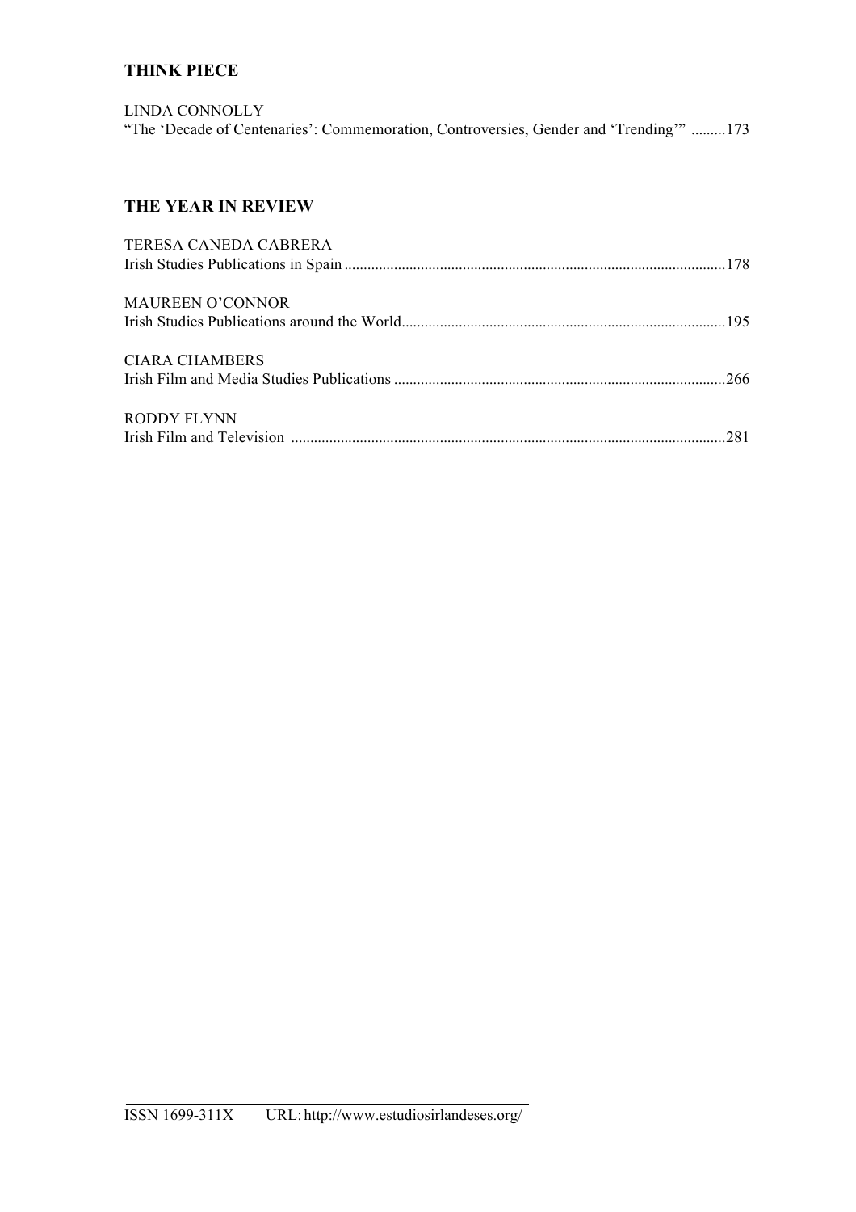## THINK PIECE

LINDA CONNOLLY
"The 'Decade of Centenaries': Commemoration, Controversies, Gender and 'Trending'" .........173

## THE YEAR IN REVIEW

TERESA CANEDA CABRERA
Irish Studies Publications in Spain ....................................................................................................178

MAUREEN O'CONNOR
Irish Studies Publications around the World.....................................................................................195

CIARA CHAMBERS
Irish Film and Media Studies Publications .......................................................................................266

RODDY FLYNN
Irish Film and Television .................................................................................................................281

ISSN 1699-311X URL: http://www.estudiosirlandeses.org/